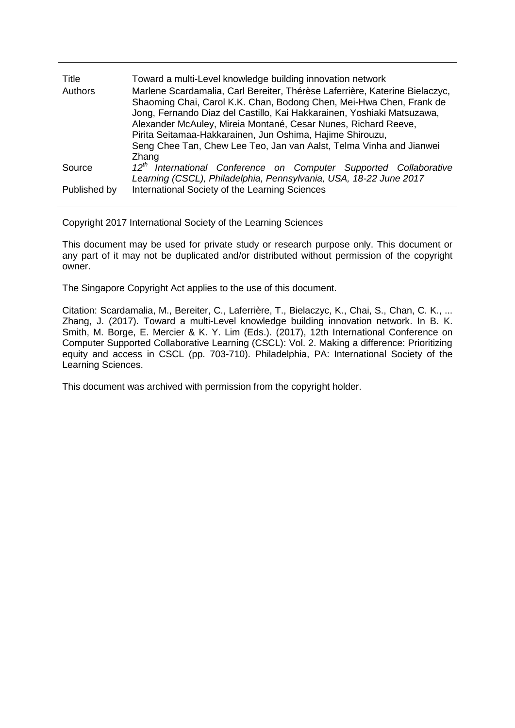| | |
|---|---|
| Title | Toward a multi-Level knowledge building innovation network |
| Authors | Marlene Scardamalia, Carl Bereiter, Thérèse Laferrière, Katerine Bielaczyc, Shaoming Chai, Carol K.K. Chan, Bodong Chen, Mei-Hwa Chen, Frank de Jong, Fernando Diaz del Castillo, Kai Hakkarainen, Yoshiaki Matsuzawa, Alexander McAuley, Mireia Montané, Cesar Nunes, Richard Reeve, Pirita Seitamaa-Hakkarainen, Jun Oshima, Hajime Shirouzu, Seng Chee Tan, Chew Lee Teo, Jan van Aalst, Telma Vinha and Jianwei Zhang |
| Source | *12th International Conference on Computer Supported Collaborative Learning (CSCL), Philadelphia, Pennsylvania, USA, 18-22 June 2017* |
| Published by | International Society of the Learning Sciences |

Copyright 2017 International Society of the Learning Sciences

This document may be used for private study or research purpose only. This document or any part of it may not be duplicated and/or distributed without permission of the copyright owner.

The Singapore Copyright Act applies to the use of this document.

Citation: Scardamalia, M., Bereiter, C., Laferrière, T., Bielaczyc, K., Chai, S., Chan, C. K., ... Zhang, J. (2017). Toward a multi-Level knowledge building innovation network. In B. K. Smith, M. Borge, E. Mercier & K. Y. Lim (Eds.). (2017), 12th International Conference on Computer Supported Collaborative Learning (CSCL): Vol. 2. Making a difference: Prioritizing equity and access in CSCL (pp. 703-710). Philadelphia, PA: International Society of the Learning Sciences.

This document was archived with permission from the copyright holder.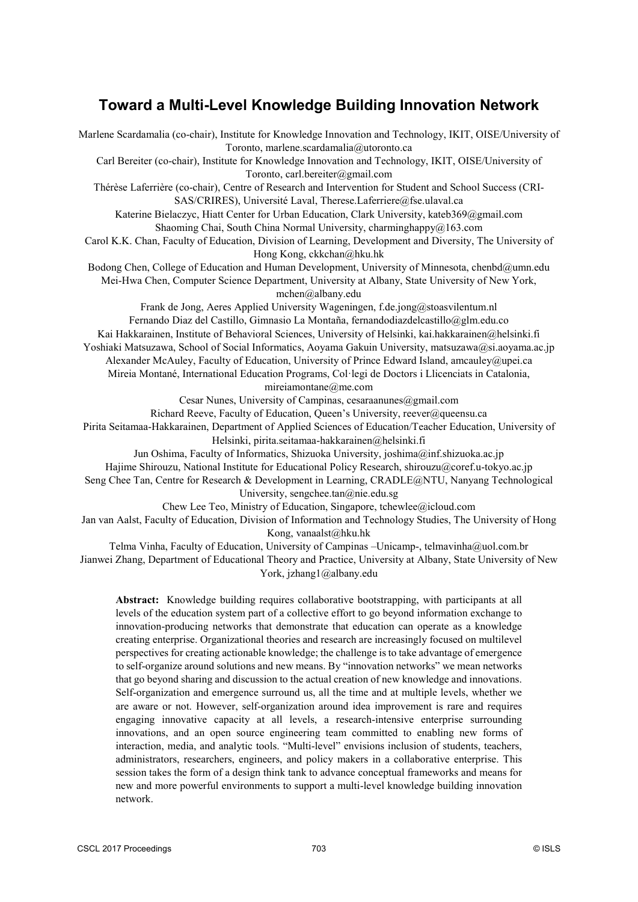# Toward a Multi-Level Knowledge Building Innovation Network

Marlene Scardamalia (co-chair), Institute for Knowledge Innovation and Technology, IKIT, OISE/University of Toronto, marlene.scardamalia@utoronto.ca

Carl Bereiter (co-chair), Institute for Knowledge Innovation and Technology, IKIT, OISE/University of Toronto, carl.bereiter@gmail.com

Thérèse Laferrière (co-chair), Centre of Research and Intervention for Student and School Success (CRI-SAS/CRIRES), Université Laval, Therese.Laferriere@fse.ulaval.ca

Katerine Bielaczyc, Hiatt Center for Urban Education, Clark University, kateb369@gmail.com

Shaoming Chai, South China Normal University, charminghappy@163.com

Carol K.K. Chan, Faculty of Education, Division of Learning, Development and Diversity, The University of Hong Kong, ckkchan@hku.hk

Bodong Chen, College of Education and Human Development, University of Minnesota, chenbd@umn.edu

Mei-Hwa Chen, Computer Science Department, University at Albany, State University of New York, mchen@albany.edu

Frank de Jong, Aeres Applied University Wageningen, f.de.jong@stoasvilentum.nl

Fernando Diaz del Castillo, Gimnasio La Montaña, fernandodiazdelcastillo@glm.edu.co

Kai Hakkarainen, Institute of Behavioral Sciences, University of Helsinki, kai.hakkarainen@helsinki.fi

Yoshiaki Matsuzawa, School of Social Informatics, Aoyama Gakuin University, matsuzawa@si.aoyama.ac.jp

Alexander McAuley, Faculty of Education, University of Prince Edward Island, amcauley@upei.ca

Mireia Montané, International Education Programs, Col·legi de Doctors i Llicenciats in Catalonia, mireiamontane@me.com

Cesar Nunes, University of Campinas, cesaraanunes@gmail.com

Richard Reeve, Faculty of Education, Queen's University, reever@queensu.ca

Pirita Seitamaa-Hakkarainen, Department of Applied Sciences of Education/Teacher Education, University of Helsinki, pirita.seitamaa-hakkarainen@helsinki.fi

Jun Oshima, Faculty of Informatics, Shizuoka University, joshima@inf.shizuoka.ac.jp

Hajime Shirouzu, National Institute for Educational Policy Research, shirouzu@coref.u-tokyo.ac.jp

Seng Chee Tan, Centre for Research & Development in Learning, CRADLE@NTU, Nanyang Technological University, sengchee.tan@nie.edu.sg

Chew Lee Teo, Ministry of Education, Singapore, tchewlee@icloud.com

Jan van Aalst, Faculty of Education, Division of Information and Technology Studies, The University of Hong Kong, vanaalst@hku.hk

Telma Vinha, Faculty of Education, University of Campinas –Unicamp-, telmavinha@uol.com.br

Jianwei Zhang, Department of Educational Theory and Practice, University at Albany, State University of New York, jzhang1@albany.edu

**Abstract:** Knowledge building requires collaborative bootstrapping, with participants at all levels of the education system part of a collective effort to go beyond information exchange to innovation-producing networks that demonstrate that education can operate as a knowledge creating enterprise. Organizational theories and research are increasingly focused on multilevel perspectives for creating actionable knowledge; the challenge is to take advantage of emergence to self-organize around solutions and new means. By "innovation networks" we mean networks that go beyond sharing and discussion to the actual creation of new knowledge and innovations. Self-organization and emergence surround us, all the time and at multiple levels, whether we are aware or not. However, self-organization around idea improvement is rare and requires engaging innovative capacity at all levels, a research-intensive enterprise surrounding innovations, and an open source engineering team committed to enabling new forms of interaction, media, and analytic tools. "Multi-level" envisions inclusion of students, teachers, administrators, researchers, engineers, and policy makers in a collaborative enterprise. This session takes the form of a design think tank to advance conceptual frameworks and means for new and more powerful environments to support a multi-level knowledge building innovation network.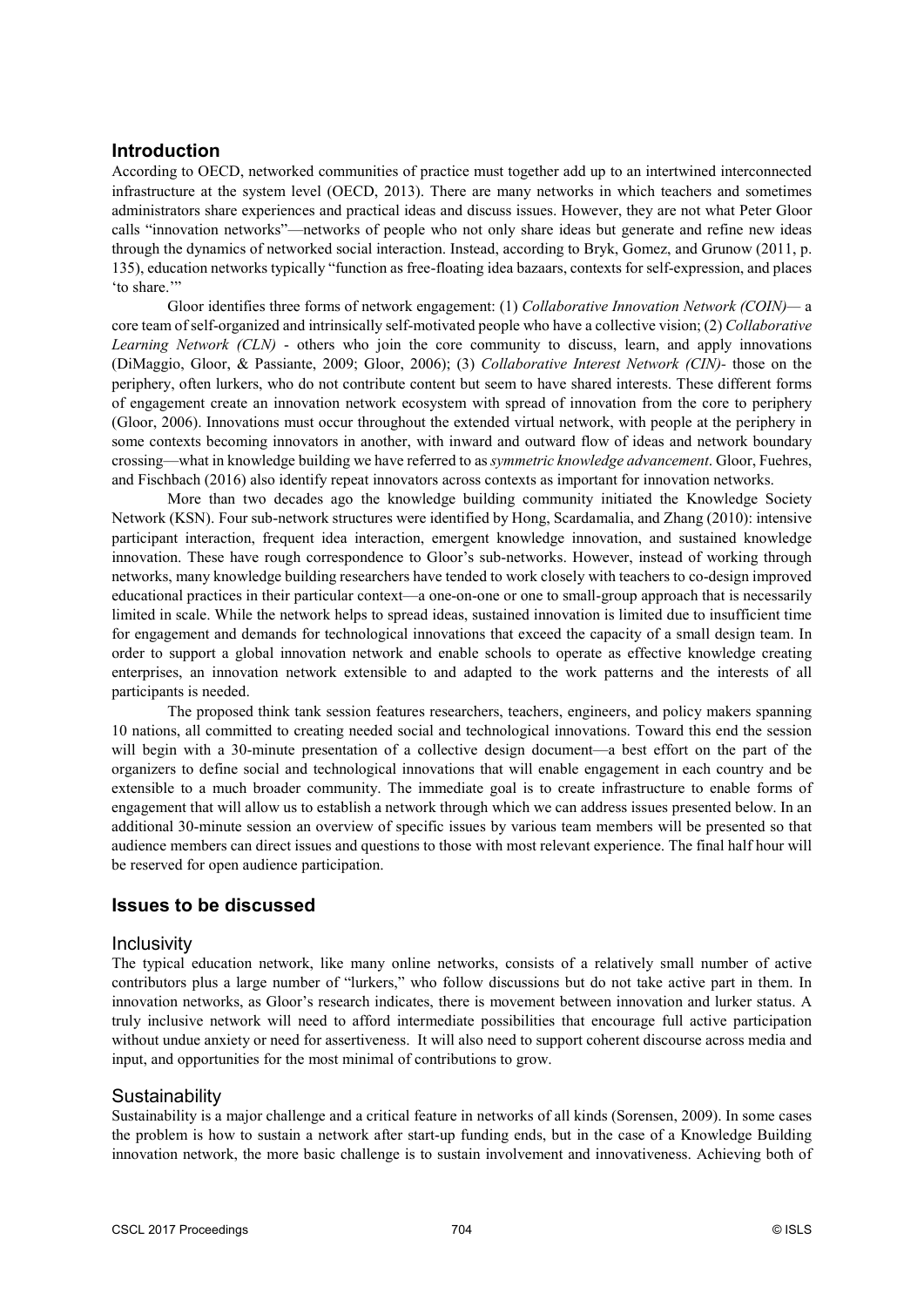## Introduction

According to OECD, networked communities of practice must together add up to an intertwined interconnected infrastructure at the system level (OECD, 2013). There are many networks in which teachers and sometimes administrators share experiences and practical ideas and discuss issues. However, they are not what Peter Gloor calls "innovation networks"—networks of people who not only share ideas but generate and refine new ideas through the dynamics of networked social interaction. Instead, according to Bryk, Gomez, and Grunow (2011, p. 135), education networks typically "function as free-floating idea bazaars, contexts for self-expression, and places 'to share.'"

Gloor identifies three forms of network engagement: (1) *Collaborative Innovation Network (COIN)*— a core team of self-organized and intrinsically self-motivated people who have a collective vision; (2) *Collaborative Learning Network (CLN)* - others who join the core community to discuss, learn, and apply innovations (DiMaggio, Gloor, & Passiante, 2009; Gloor, 2006); (3) *Collaborative Interest Network (CIN)*- those on the periphery, often lurkers, who do not contribute content but seem to have shared interests. These different forms of engagement create an innovation network ecosystem with spread of innovation from the core to periphery (Gloor, 2006). Innovations must occur throughout the extended virtual network, with people at the periphery in some contexts becoming innovators in another, with inward and outward flow of ideas and network boundary crossing—what in knowledge building we have referred to as *symmetric knowledge advancement*. Gloor, Fuehres, and Fischbach (2016) also identify repeat innovators across contexts as important for innovation networks.

More than two decades ago the knowledge building community initiated the Knowledge Society Network (KSN). Four sub-network structures were identified by Hong, Scardamalia, and Zhang (2010): intensive participant interaction, frequent idea interaction, emergent knowledge innovation, and sustained knowledge innovation. These have rough correspondence to Gloor's sub-networks. However, instead of working through networks, many knowledge building researchers have tended to work closely with teachers to co-design improved educational practices in their particular context—a one-on-one or one to small-group approach that is necessarily limited in scale. While the network helps to spread ideas, sustained innovation is limited due to insufficient time for engagement and demands for technological innovations that exceed the capacity of a small design team. In order to support a global innovation network and enable schools to operate as effective knowledge creating enterprises, an innovation network extensible to and adapted to the work patterns and the interests of all participants is needed.

The proposed think tank session features researchers, teachers, engineers, and policy makers spanning 10 nations, all committed to creating needed social and technological innovations. Toward this end the session will begin with a 30-minute presentation of a collective design document—a best effort on the part of the organizers to define social and technological innovations that will enable engagement in each country and be extensible to a much broader community. The immediate goal is to create infrastructure to enable forms of engagement that will allow us to establish a network through which we can address issues presented below. In an additional 30-minute session an overview of specific issues by various team members will be presented so that audience members can direct issues and questions to those with most relevant experience. The final half hour will be reserved for open audience participation.

## Issues to be discussed

### Inclusivity

The typical education network, like many online networks, consists of a relatively small number of active contributors plus a large number of "lurkers," who follow discussions but do not take active part in them. In innovation networks, as Gloor's research indicates, there is movement between innovation and lurker status. A truly inclusive network will need to afford intermediate possibilities that encourage full active participation without undue anxiety or need for assertiveness. It will also need to support coherent discourse across media and input, and opportunities for the most minimal of contributions to grow.

### Sustainability

Sustainability is a major challenge and a critical feature in networks of all kinds (Sorensen, 2009). In some cases the problem is how to sustain a network after start-up funding ends, but in the case of a Knowledge Building innovation network, the more basic challenge is to sustain involvement and innovativeness. Achieving both of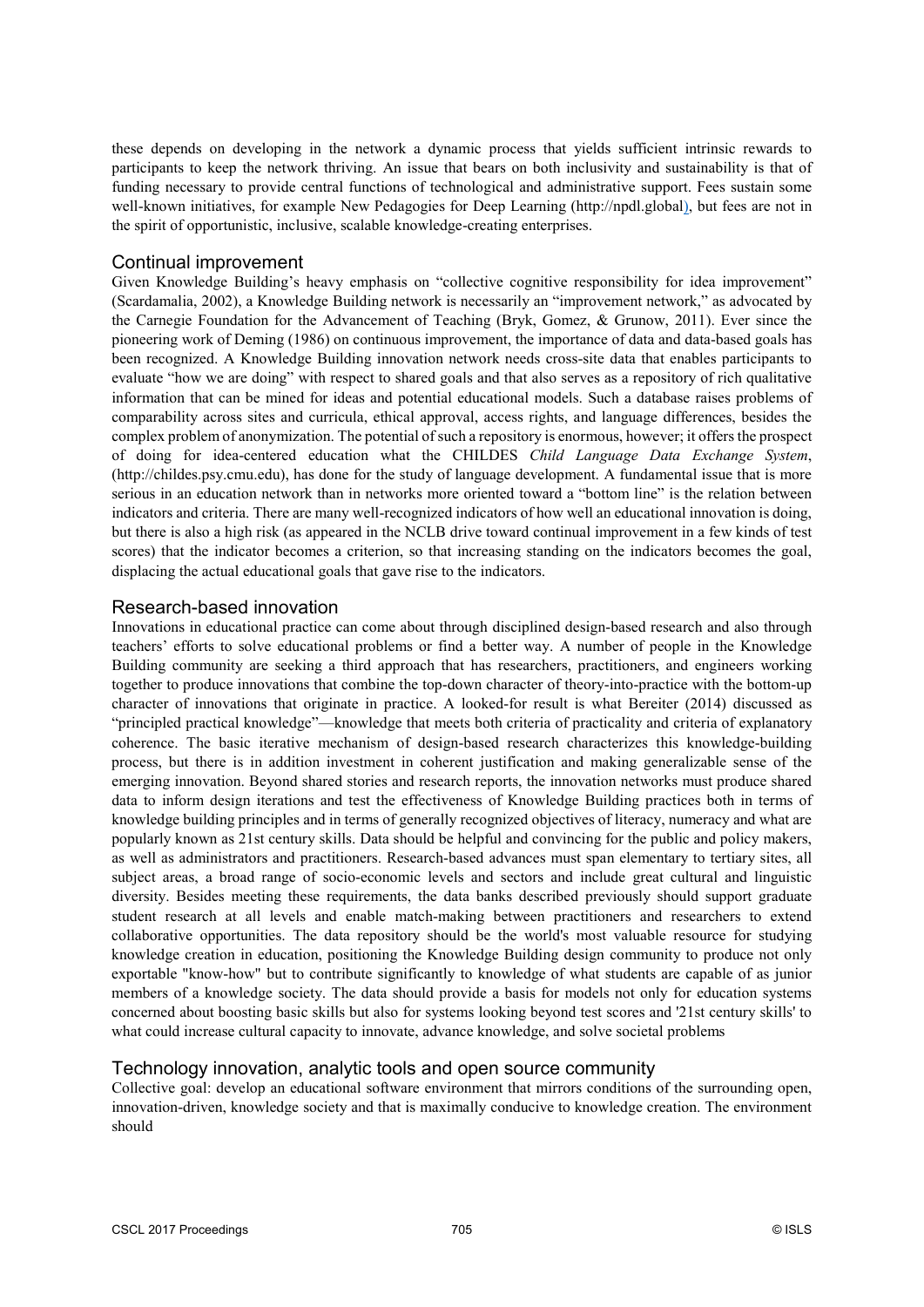these depends on developing in the network a dynamic process that yields sufficient intrinsic rewards to participants to keep the network thriving. An issue that bears on both inclusivity and sustainability is that of funding necessary to provide central functions of technological and administrative support. Fees sustain some well-known initiatives, for example New Pedagogies for Deep Learning (http://npdl.global), but fees are not in the spirit of opportunistic, inclusive, scalable knowledge-creating enterprises.

## Continual improvement

Given Knowledge Building's heavy emphasis on "collective cognitive responsibility for idea improvement" (Scardamalia, 2002), a Knowledge Building network is necessarily an "improvement network," as advocated by the Carnegie Foundation for the Advancement of Teaching (Bryk, Gomez, & Grunow, 2011). Ever since the pioneering work of Deming (1986) on continuous improvement, the importance of data and data-based goals has been recognized. A Knowledge Building innovation network needs cross-site data that enables participants to evaluate "how we are doing" with respect to shared goals and that also serves as a repository of rich qualitative information that can be mined for ideas and potential educational models. Such a database raises problems of comparability across sites and curricula, ethical approval, access rights, and language differences, besides the complex problem of anonymization. The potential of such a repository is enormous, however; it offers the prospect of doing for idea-centered education what the CHILDES *Child Language Data Exchange System*, (http://childes.psy.cmu.edu), has done for the study of language development. A fundamental issue that is more serious in an education network than in networks more oriented toward a "bottom line" is the relation between indicators and criteria. There are many well-recognized indicators of how well an educational innovation is doing, but there is also a high risk (as appeared in the NCLB drive toward continual improvement in a few kinds of test scores) that the indicator becomes a criterion, so that increasing standing on the indicators becomes the goal, displacing the actual educational goals that gave rise to the indicators.

## Research-based innovation

Innovations in educational practice can come about through disciplined design-based research and also through teachers' efforts to solve educational problems or find a better way. A number of people in the Knowledge Building community are seeking a third approach that has researchers, practitioners, and engineers working together to produce innovations that combine the top-down character of theory-into-practice with the bottom-up character of innovations that originate in practice. A looked-for result is what Bereiter (2014) discussed as "principled practical knowledge"—knowledge that meets both criteria of practicality and criteria of explanatory coherence. The basic iterative mechanism of design-based research characterizes this knowledge-building process, but there is in addition investment in coherent justification and making generalizable sense of the emerging innovation. Beyond shared stories and research reports, the innovation networks must produce shared data to inform design iterations and test the effectiveness of Knowledge Building practices both in terms of knowledge building principles and in terms of generally recognized objectives of literacy, numeracy and what are popularly known as 21st century skills. Data should be helpful and convincing for the public and policy makers, as well as administrators and practitioners. Research-based advances must span elementary to tertiary sites, all subject areas, a broad range of socio-economic levels and sectors and include great cultural and linguistic diversity. Besides meeting these requirements, the data banks described previously should support graduate student research at all levels and enable match-making between practitioners and researchers to extend collaborative opportunities. The data repository should be the world's most valuable resource for studying knowledge creation in education, positioning the Knowledge Building design community to produce not only exportable "know-how" but to contribute significantly to knowledge of what students are capable of as junior members of a knowledge society. The data should provide a basis for models not only for education systems concerned about boosting basic skills but also for systems looking beyond test scores and '21st century skills' to what could increase cultural capacity to innovate, advance knowledge, and solve societal problems

## Technology innovation, analytic tools and open source community

Collective goal: develop an educational software environment that mirrors conditions of the surrounding open, innovation-driven, knowledge society and that is maximally conducive to knowledge creation. The environment should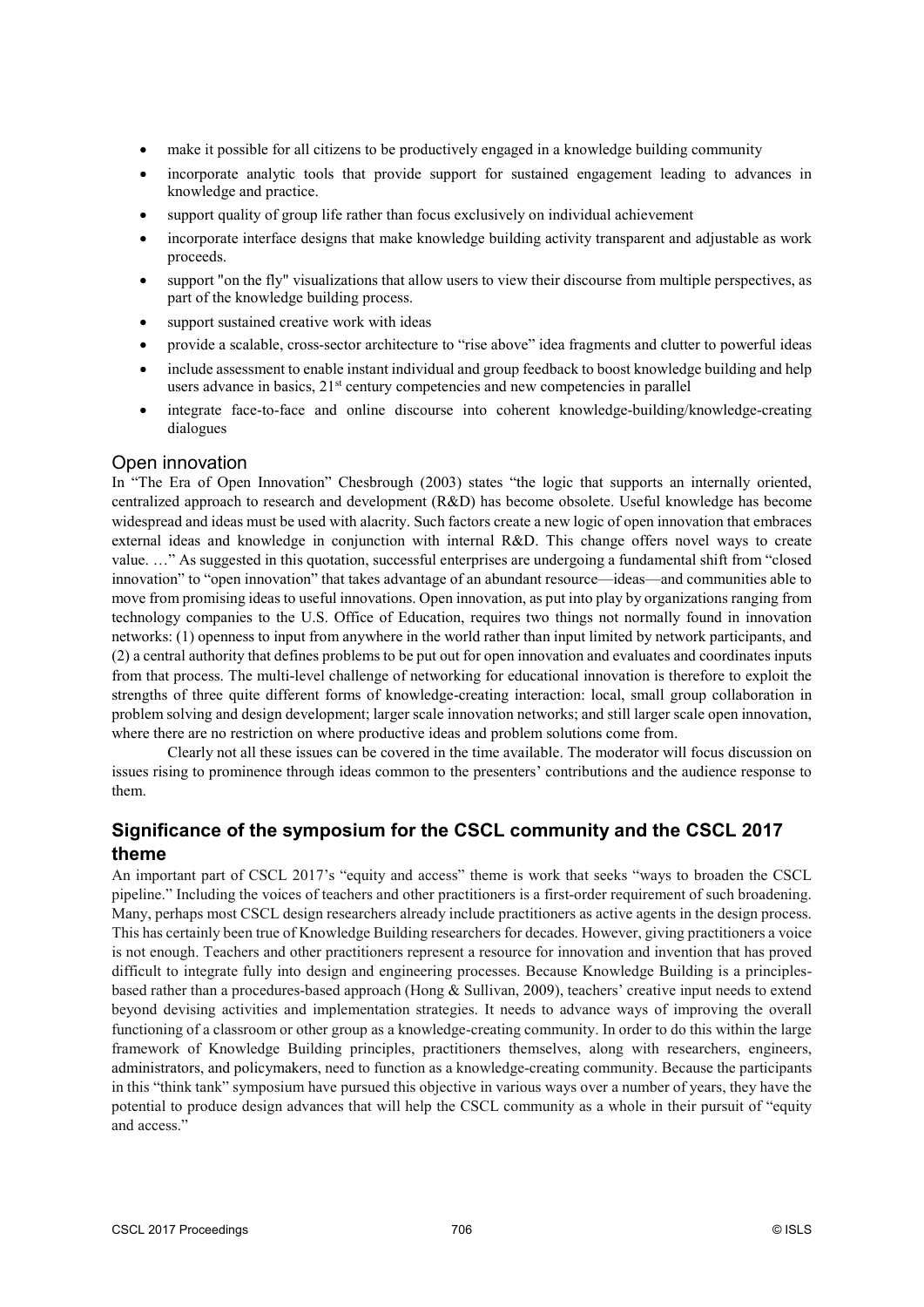- make it possible for all citizens to be productively engaged in a knowledge building community
- incorporate analytic tools that provide support for sustained engagement leading to advances in knowledge and practice.
- support quality of group life rather than focus exclusively on individual achievement
- incorporate interface designs that make knowledge building activity transparent and adjustable as work proceeds.
- support "on the fly" visualizations that allow users to view their discourse from multiple perspectives, as part of the knowledge building process.
- support sustained creative work with ideas
- provide a scalable, cross-sector architecture to "rise above" idea fragments and clutter to powerful ideas
- include assessment to enable instant individual and group feedback to boost knowledge building and help users advance in basics, 21st century competencies and new competencies in parallel
- integrate face-to-face and online discourse into coherent knowledge-building/knowledge-creating dialogues

### Open innovation

In "The Era of Open Innovation" Chesbrough (2003) states "the logic that supports an internally oriented, centralized approach to research and development (R&D) has become obsolete. Useful knowledge has become widespread and ideas must be used with alacrity. Such factors create a new logic of open innovation that embraces external ideas and knowledge in conjunction with internal R&D. This change offers novel ways to create value. …" As suggested in this quotation, successful enterprises are undergoing a fundamental shift from "closed innovation" to "open innovation" that takes advantage of an abundant resource—ideas—and communities able to move from promising ideas to useful innovations. Open innovation, as put into play by organizations ranging from technology companies to the U.S. Office of Education, requires two things not normally found in innovation networks: (1) openness to input from anywhere in the world rather than input limited by network participants, and (2) a central authority that defines problems to be put out for open innovation and evaluates and coordinates inputs from that process. The multi-level challenge of networking for educational innovation is therefore to exploit the strengths of three quite different forms of knowledge-creating interaction: local, small group collaboration in problem solving and design development; larger scale innovation networks; and still larger scale open innovation, where there are no restriction on where productive ideas and problem solutions come from.

Clearly not all these issues can be covered in the time available. The moderator will focus discussion on issues rising to prominence through ideas common to the presenters' contributions and the audience response to them.

## Significance of the symposium for the CSCL community and the CSCL 2017 theme

An important part of CSCL 2017's "equity and access" theme is work that seeks "ways to broaden the CSCL pipeline." Including the voices of teachers and other practitioners is a first-order requirement of such broadening. Many, perhaps most CSCL design researchers already include practitioners as active agents in the design process. This has certainly been true of Knowledge Building researchers for decades. However, giving practitioners a voice is not enough. Teachers and other practitioners represent a resource for innovation and invention that has proved difficult to integrate fully into design and engineering processes. Because Knowledge Building is a principles-based rather than a procedures-based approach (Hong & Sullivan, 2009), teachers' creative input needs to extend beyond devising activities and implementation strategies. It needs to advance ways of improving the overall functioning of a classroom or other group as a knowledge-creating community. In order to do this within the large framework of Knowledge Building principles, practitioners themselves, along with researchers, engineers, administrators, and policymakers, need to function as a knowledge-creating community. Because the participants in this "think tank" symposium have pursued this objective in various ways over a number of years, they have the potential to produce design advances that will help the CSCL community as a whole in their pursuit of "equity and access."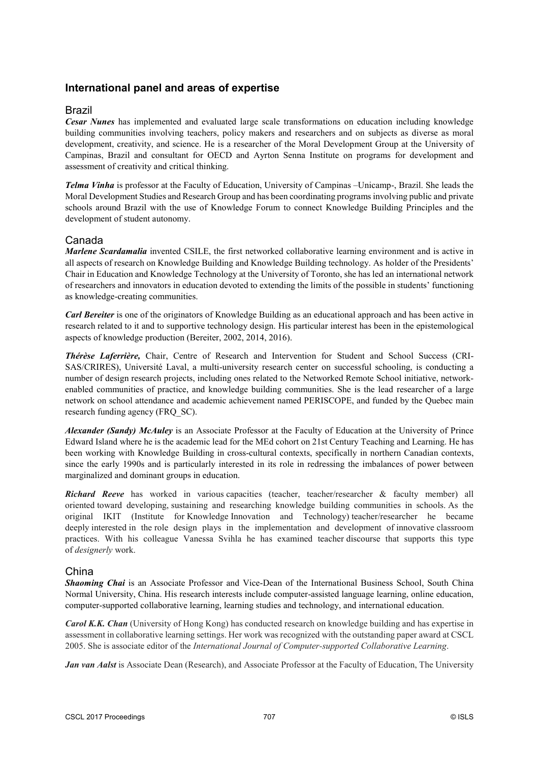## International panel and areas of expertise

### Brazil

***Cesar Nunes*** has implemented and evaluated large scale transformations on education including knowledge building communities involving teachers, policy makers and researchers and on subjects as diverse as moral development, creativity, and science. He is a researcher of the Moral Development Group at the University of Campinas, Brazil and consultant for OECD and Ayrton Senna Institute on programs for development and assessment of creativity and critical thinking.

***Telma Vinha*** is professor at the Faculty of Education, University of Campinas –Unicamp-, Brazil. She leads the Moral Development Studies and Research Group and has been coordinating programs involving public and private schools around Brazil with the use of Knowledge Forum to connect Knowledge Building Principles and the development of student autonomy.

### Canada

***Marlene Scardamalia*** invented CSILE, the first networked collaborative learning environment and is active in all aspects of research on Knowledge Building and Knowledge Building technology. As holder of the Presidents' Chair in Education and Knowledge Technology at the University of Toronto, she has led an international network of researchers and innovators in education devoted to extending the limits of the possible in students' functioning as knowledge-creating communities.

***Carl Bereiter*** is one of the originators of Knowledge Building as an educational approach and has been active in research related to it and to supportive technology design. His particular interest has been in the epistemological aspects of knowledge production (Bereiter, 2002, 2014, 2016).

***Thérèse Laferrière,*** Chair, Centre of Research and Intervention for Student and School Success (CRI-SAS/CRIRES), Université Laval, a multi-university research center on successful schooling, is conducting a number of design research projects, including ones related to the Networked Remote School initiative, network-enabled communities of practice, and knowledge building communities. She is the lead researcher of a large network on school attendance and academic achievement named PERISCOPE, and funded by the Quebec main research funding agency (FRQ_SC).

***Alexander (Sandy) McAuley*** is an Associate Professor at the Faculty of Education at the University of Prince Edward Island where he is the academic lead for the MEd cohort on 21st Century Teaching and Learning. He has been working with Knowledge Building in cross-cultural contexts, specifically in northern Canadian contexts, since the early 1990s and is particularly interested in its role in redressing the imbalances of power between marginalized and dominant groups in education.

***Richard Reeve*** has worked in various capacities (teacher, teacher/researcher & faculty member) all oriented toward developing, sustaining and researching knowledge building communities in schools. As the original IKIT (Institute for Knowledge Innovation and Technology) teacher/researcher he became deeply interested in the role design plays in the implementation and development of innovative classroom practices. With his colleague Vanessa Svihla he has examined teacher discourse that supports this type of *designerly* work.

### China

***Shaoming Chai*** is an Associate Professor and Vice-Dean of the International Business School, South China Normal University, China. His research interests include computer-assisted language learning, online education, computer-supported collaborative learning, learning studies and technology, and international education.

***Carol K.K. Chan*** (University of Hong Kong) has conducted research on knowledge building and has expertise in assessment in collaborative learning settings. Her work was recognized with the outstanding paper award at CSCL 2005. She is associate editor of the *International Journal of Computer-supported Collaborative Learning*.

***Jan van Aalst*** is Associate Dean (Research), and Associate Professor at the Faculty of Education, The University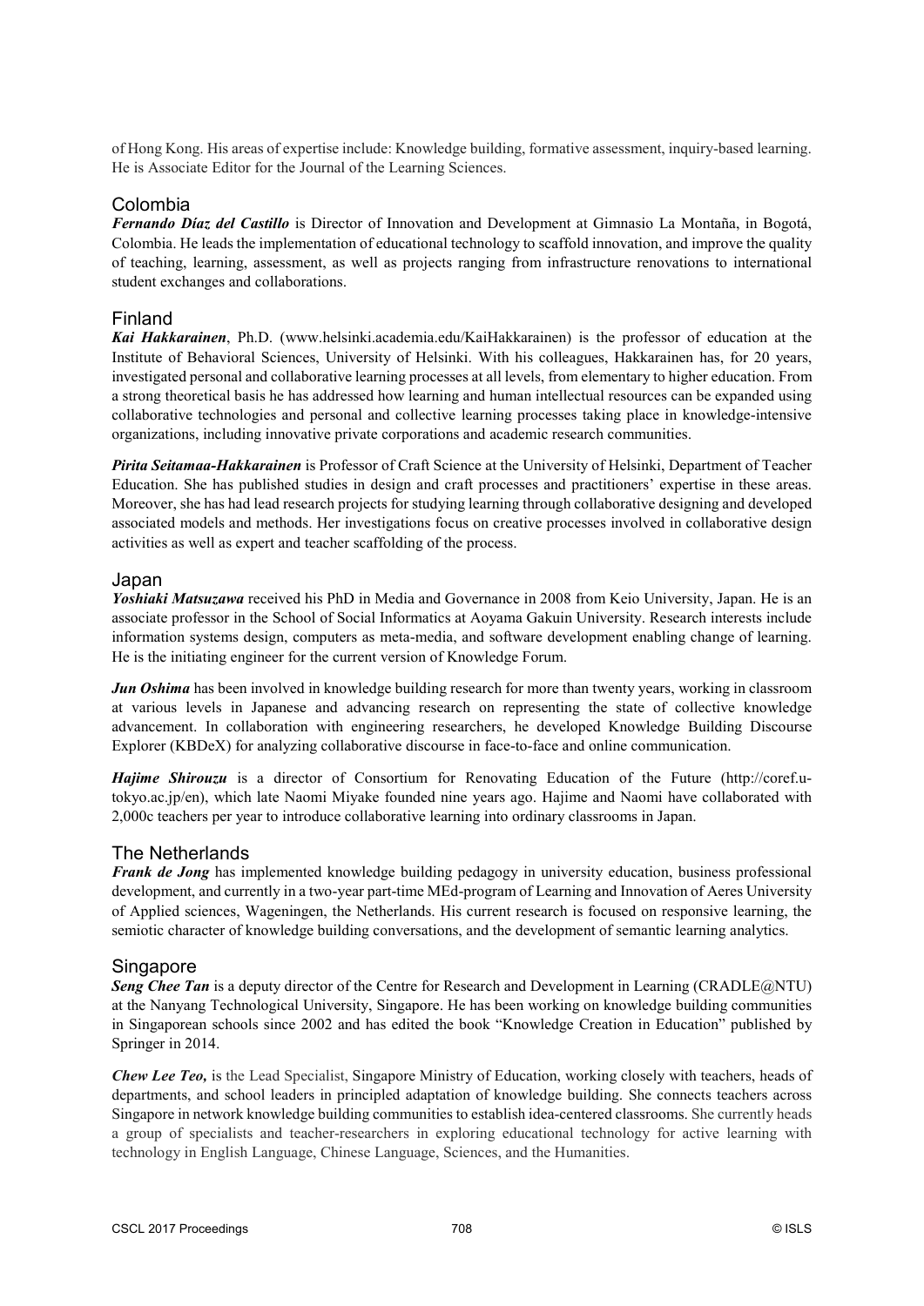of Hong Kong. His areas of expertise include: Knowledge building, formative assessment, inquiry-based learning. He is Associate Editor for the Journal of the Learning Sciences.

## Colombia

***Fernando Díaz del Castillo*** is Director of Innovation and Development at Gimnasio La Montaña, in Bogotá, Colombia. He leads the implementation of educational technology to scaffold innovation, and improve the quality of teaching, learning, assessment, as well as projects ranging from infrastructure renovations to international student exchanges and collaborations.

## Finland

***Kai Hakkarainen***, Ph.D. (www.helsinki.academia.edu/KaiHakkarainen) is the professor of education at the Institute of Behavioral Sciences, University of Helsinki. With his colleagues, Hakkarainen has, for 20 years, investigated personal and collaborative learning processes at all levels, from elementary to higher education. From a strong theoretical basis he has addressed how learning and human intellectual resources can be expanded using collaborative technologies and personal and collective learning processes taking place in knowledge-intensive organizations, including innovative private corporations and academic research communities.

***Pirita Seitamaa-Hakkarainen*** is Professor of Craft Science at the University of Helsinki, Department of Teacher Education. She has published studies in design and craft processes and practitioners' expertise in these areas. Moreover, she has had lead research projects for studying learning through collaborative designing and developed associated models and methods. Her investigations focus on creative processes involved in collaborative design activities as well as expert and teacher scaffolding of the process.

## Japan

***Yoshiaki Matsuzawa*** received his PhD in Media and Governance in 2008 from Keio University, Japan. He is an associate professor in the School of Social Informatics at Aoyama Gakuin University. Research interests include information systems design, computers as meta-media, and software development enabling change of learning. He is the initiating engineer for the current version of Knowledge Forum.

***Jun Oshima*** has been involved in knowledge building research for more than twenty years, working in classroom at various levels in Japanese and advancing research on representing the state of collective knowledge advancement. In collaboration with engineering researchers, he developed Knowledge Building Discourse Explorer (KBDeX) for analyzing collaborative discourse in face-to-face and online communication.

***Hajime Shirouzu*** is a director of Consortium for Renovating Education of the Future (http://coref.u-tokyo.ac.jp/en), which late Naomi Miyake founded nine years ago. Hajime and Naomi have collaborated with 2,000c teachers per year to introduce collaborative learning into ordinary classrooms in Japan.

## The Netherlands

***Frank de Jong*** has implemented knowledge building pedagogy in university education, business professional development, and currently in a two-year part-time MEd-program of Learning and Innovation of Aeres University of Applied sciences, Wageningen, the Netherlands. His current research is focused on responsive learning, the semiotic character of knowledge building conversations, and the development of semantic learning analytics.

## Singapore

***Seng Chee Tan*** is a deputy director of the Centre for Research and Development in Learning (CRADLE@NTU) at the Nanyang Technological University, Singapore. He has been working on knowledge building communities in Singaporean schools since 2002 and has edited the book "Knowledge Creation in Education" published by Springer in 2014.

***Chew Lee Teo,*** is the Lead Specialist, Singapore Ministry of Education, working closely with teachers, heads of departments, and school leaders in principled adaptation of knowledge building. She connects teachers across Singapore in network knowledge building communities to establish idea-centered classrooms. She currently heads a group of specialists and teacher-researchers in exploring educational technology for active learning with technology in English Language, Chinese Language, Sciences, and the Humanities.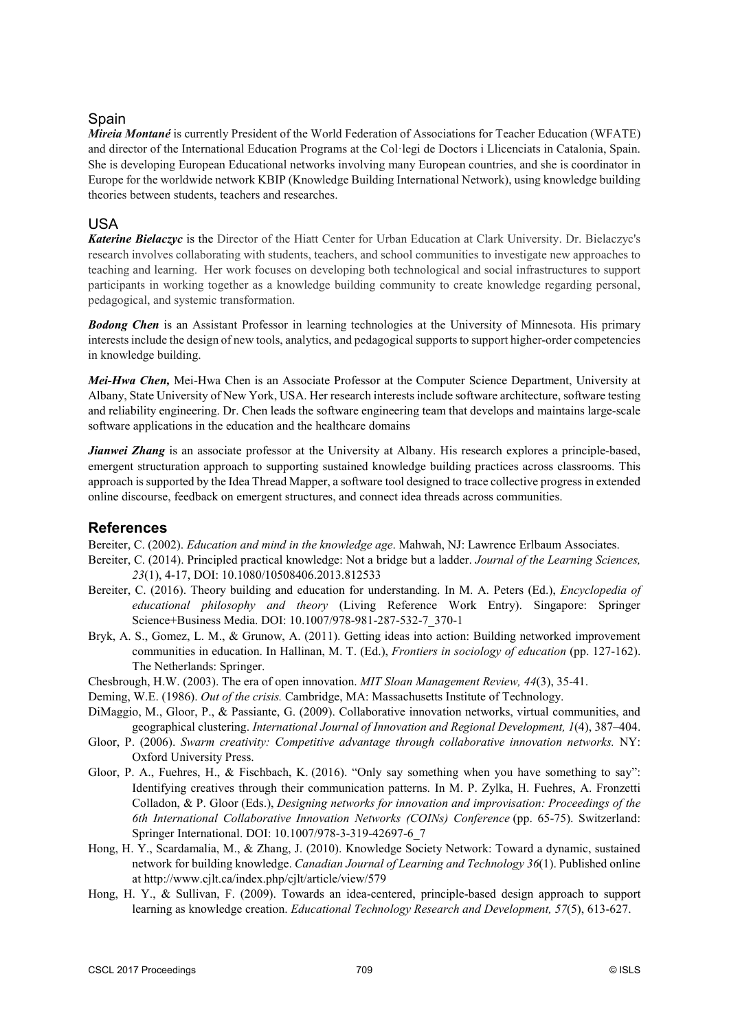### Spain

***Mireia Montané*** is currently President of the World Federation of Associations for Teacher Education (WFATE) and director of the International Education Programs at the Col·legi de Doctors i Llicenciats in Catalonia, Spain. She is developing European Educational networks involving many European countries, and she is coordinator in Europe for the worldwide network KBIP (Knowledge Building International Network), using knowledge building theories between students, teachers and researches.

### USA

***Katerine Bielaczyc*** is the Director of the Hiatt Center for Urban Education at Clark University. Dr. Bielaczyc's research involves collaborating with students, teachers, and school communities to investigate new approaches to teaching and learning. Her work focuses on developing both technological and social infrastructures to support participants in working together as a knowledge building community to create knowledge regarding personal, pedagogical, and systemic transformation.

***Bodong Chen*** is an Assistant Professor in learning technologies at the University of Minnesota. His primary interests include the design of new tools, analytics, and pedagogical supports to support higher-order competencies in knowledge building.

***Mei-Hwa Chen,*** Mei-Hwa Chen is an Associate Professor at the Computer Science Department, University at Albany, State University of New York, USA. Her research interests include software architecture, software testing and reliability engineering. Dr. Chen leads the software engineering team that develops and maintains large-scale software applications in the education and the healthcare domains

***Jianwei Zhang*** is an associate professor at the University at Albany. His research explores a principle-based, emergent structuration approach to supporting sustained knowledge building practices across classrooms. This approach is supported by the Idea Thread Mapper, a software tool designed to trace collective progress in extended online discourse, feedback on emergent structures, and connect idea threads across communities.

## References

Bereiter, C. (2002). *Education and mind in the knowledge age*. Mahwah, NJ: Lawrence Erlbaum Associates.

Bereiter, C. (2014). Principled practical knowledge: Not a bridge but a ladder. *Journal of the Learning Sciences, 23*(1), 4-17, DOI: 10.1080/10508406.2013.812533

Bereiter, C. (2016). Theory building and education for understanding. In M. A. Peters (Ed.), *Encyclopedia of educational philosophy and theory* (Living Reference Work Entry). Singapore: Springer Science+Business Media. DOI: 10.1007/978-981-287-532-7_370-1

Bryk, A. S., Gomez, L. M., & Grunow, A. (2011). Getting ideas into action: Building networked improvement communities in education. In Hallinan, M. T. (Ed.), *Frontiers in sociology of education* (pp. 127-162). The Netherlands: Springer.

Chesbrough, H.W. (2003). The era of open innovation. *MIT Sloan Management Review, 44*(3), 35-41.

Deming, W.E. (1986). *Out of the crisis.* Cambridge, MA: Massachusetts Institute of Technology.

DiMaggio, M., Gloor, P., & Passiante, G. (2009). Collaborative innovation networks, virtual communities, and geographical clustering. *International Journal of Innovation and Regional Development, 1*(4), 387–404.

Gloor, P. (2006). *Swarm creativity: Competitive advantage through collaborative innovation networks.* NY: Oxford University Press.

Gloor, P. A., Fuehres, H., & Fischbach, K. (2016). "Only say something when you have something to say": Identifying creatives through their communication patterns. In M. P. Zylka, H. Fuehres, A. Fronzetti Colladon, & P. Gloor (Eds.), *Designing networks for innovation and improvisation: Proceedings of the 6th International Collaborative Innovation Networks (COINs) Conference* (pp. 65-75). Switzerland: Springer International. DOI: 10.1007/978-3-319-42697-6_7

Hong, H. Y., Scardamalia, M., & Zhang, J. (2010). Knowledge Society Network: Toward a dynamic, sustained network for building knowledge. *Canadian Journal of Learning and Technology 36*(1). Published online at http://www.cjlt.ca/index.php/cjlt/article/view/579

Hong, H. Y., & Sullivan, F. (2009). Towards an idea-centered, principle-based design approach to support learning as knowledge creation. *Educational Technology Research and Development, 57*(5), 613-627.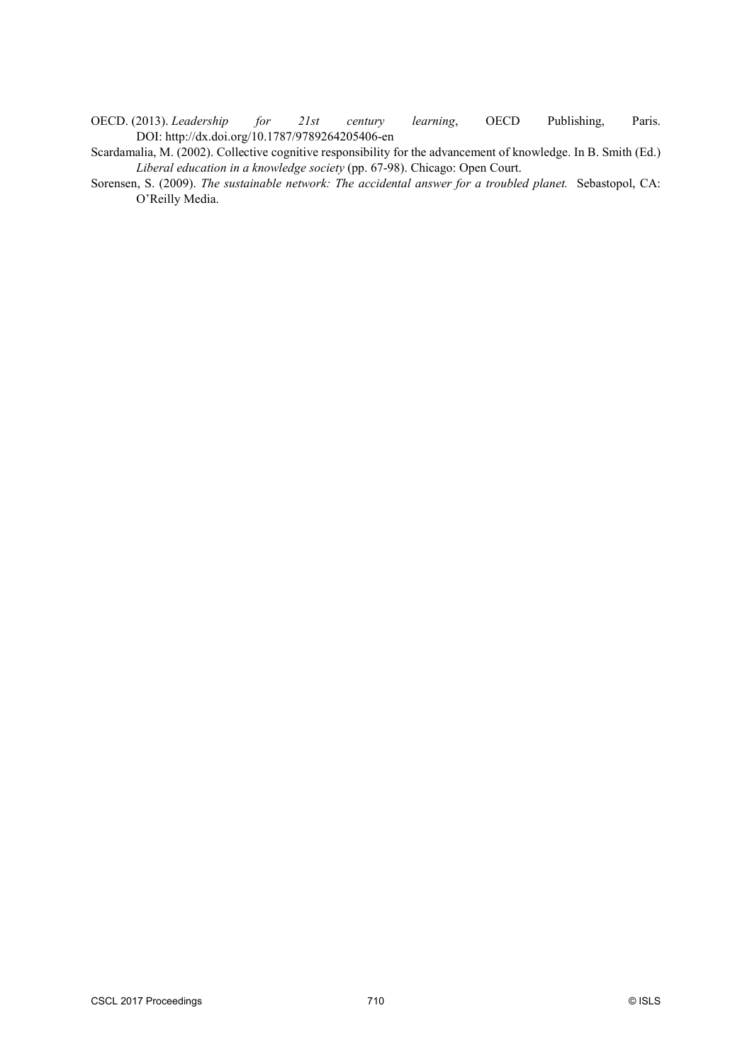OECD. (2013). *Leadership for 21st century learning*, OECD Publishing, Paris. DOI: http://dx.doi.org/10.1787/9789264205406-en

Scardamalia, M. (2002). Collective cognitive responsibility for the advancement of knowledge. In B. Smith (Ed.) *Liberal education in a knowledge society* (pp. 67-98). Chicago: Open Court.

Sorensen, S. (2009). *The sustainable network: The accidental answer for a troubled planet.* Sebastopol, CA: O'Reilly Media.